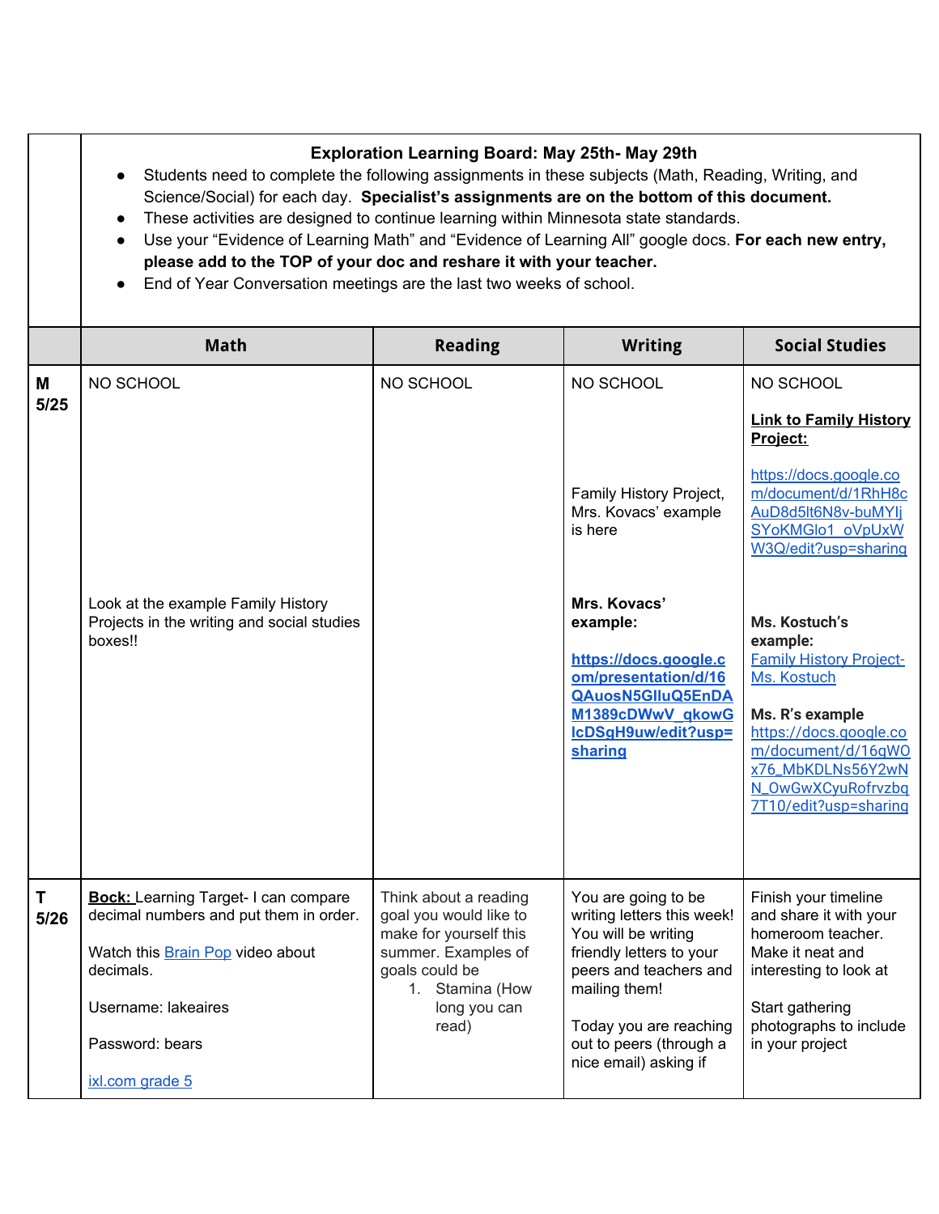**Exploration Learning Board: May 25th- May 29th**

- Students need to complete the following assignments in these subjects (Math, Reading, Writing, and Science/Social) for each day. **Specialist's assignments are on the bottom of this document.**
- These activities are designed to continue learning within Minnesota state standards.
- Use your "Evidence of Learning Math" and "Evidence of Learning All" google docs. **For each new entry, please add to the TOP of your doc and reshare it with your teacher.**
- End of Year Conversation meetings are the last two weeks of school.

| | Math | Reading | Writing | Social Studies |
|---|---|---|---|---|
| **M 5/25** | NO SCHOOL<br><br>Look at the example Family History Projects in the writing and social studies boxes!! | NO SCHOOL | NO SCHOOL<br><br>Family History Project, Mrs. Kovacs' example is here<br><br>**Mrs. Kovacs' example:**<br><br>**https://docs.google.com/presentation/d/16QAuosN5GIluQ5EnDAM1389cDWwV_qkowGIcDSgH9uw/edit?usp=sharing** | NO SCHOOL<br><br>**Link to Family History Project:**<br><br>https://docs.google.com/document/d/1RhH8cAuD8d5lt6N8v-buMYIjSYoKMGlo1_oVpUxWW3Q/edit?usp=sharing<br><br>**Ms. Kostuch's example:**<br>Family History Project- Ms. Kostuch<br><br>**Ms. R's example**<br>https://docs.google.com/document/d/16qWOx76_MbKDLNs56Y2wNN_OwGwXCyuRofrvzbq7T10/edit?usp=sharing |
| **T 5/26** | **Bock:** Learning Target- I can compare decimal numbers and put them in order.<br><br>Watch this Brain Pop video about decimals.<br><br>Username: lakeaires<br><br>Password: bears<br><br>ixl.com grade 5 | Think about a reading goal you would like to make for yourself this summer. Examples of goals could be<br>1. Stamina (How long you can read) | You are going to be writing letters this week! You will be writing friendly letters to your peers and teachers and mailing them!<br><br>Today you are reaching out to peers (through a nice email) asking if | Finish your timeline and share it with your homeroom teacher. Make it neat and interesting to look at<br><br>Start gathering photographs to include in your project |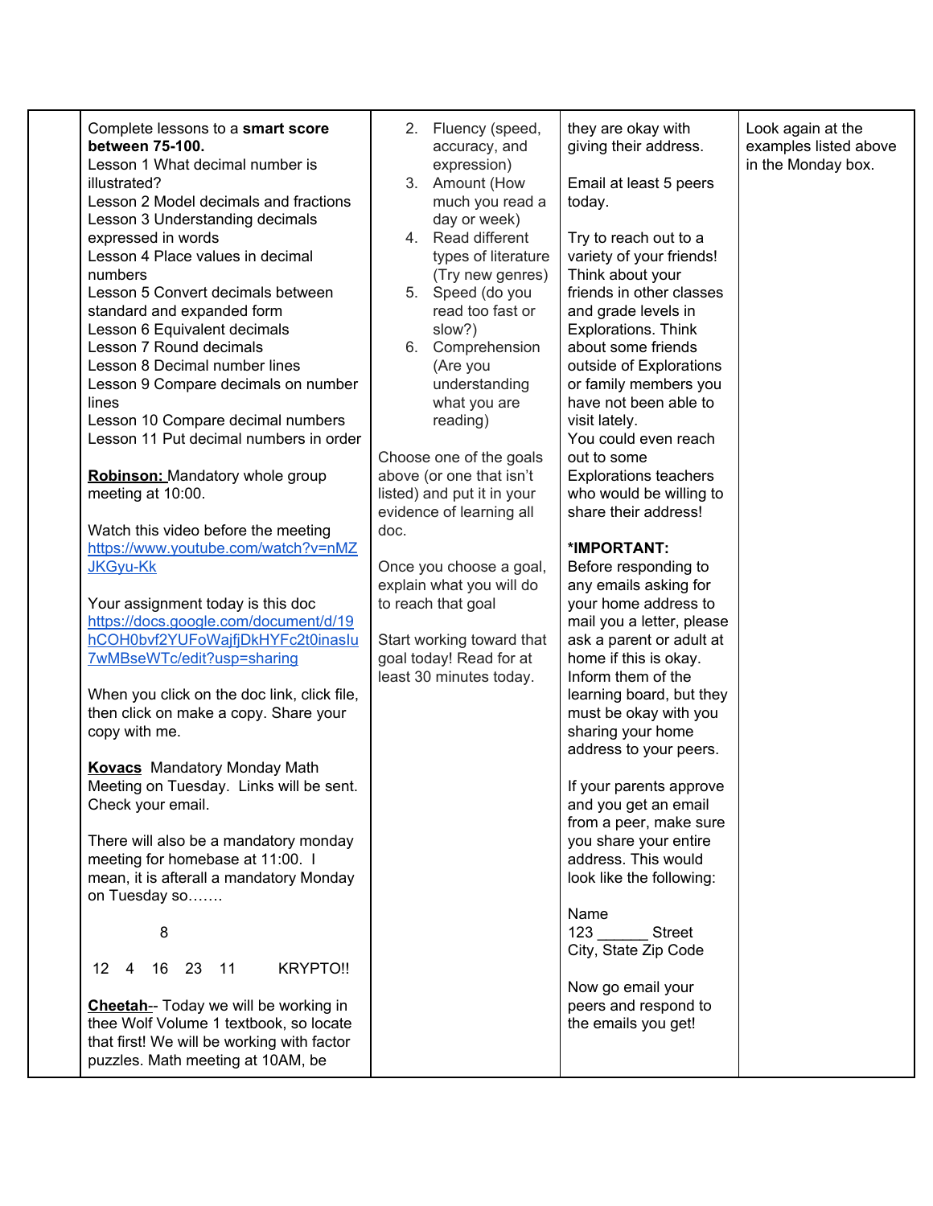| | | | | |
|---|---|---|---|---|
| | Complete lessons to a **smart score between 75-100.**<br>Lesson 1 What decimal number is illustrated?<br>Lesson 2 Model decimals and fractions<br>Lesson 3 Understanding decimals expressed in words<br>Lesson 4 Place values in decimal numbers<br>Lesson 5 Convert decimals between standard and expanded form<br>Lesson 6 Equivalent decimals<br>Lesson 7 Round decimals<br>Lesson 8 Decimal number lines<br>Lesson 9 Compare decimals on number lines<br>Lesson 10 Compare decimal numbers<br>Lesson 11 Put decimal numbers in order<br><br>**Robinson:** Mandatory whole group meeting at 10:00.<br><br>Watch this video before the meeting https://www.youtube.com/watch?v=nMZJKGyu-Kk<br><br>Your assignment today is this doc https://docs.google.com/document/d/19hCOH0bvf2YUFoWajfjDkHYFc2t0inaslu7wMBseWTc/edit?usp=sharing<br><br>When you click on the doc link, click file, then click on make a copy. Share your copy with me.<br><br>**Kovacs** Mandatory Monday Math Meeting on Tuesday. Links will be sent. Check your email.<br><br>There will also be a mandatory monday meeting for homebase at 11:00. I mean, it is afterall a mandatory Monday on Tuesday so…….<br><br>8<br><br>12 4 16 23 11 KRYPTO!!<br><br>**Cheetah**-- Today we will be working in thee Wolf Volume 1 textbook, so locate that first! We will be working with factor puzzles. Math meeting at 10AM, be | 2. Fluency (speed, accuracy, and expression)<br>3. Amount (How much you read a day or week)<br>4. Read different types of literature (Try new genres)<br>5. Speed (do you read too fast or slow?)<br>6. Comprehension (Are you understanding what you are reading)<br><br>Choose one of the goals above (or one that isn't listed) and put it in your evidence of learning all doc.<br><br>Once you choose a goal, explain what you will do to reach that goal<br><br>Start working toward that goal today! Read for at least 30 minutes today. | they are okay with giving their address.<br><br>Email at least 5 peers today.<br><br>Try to reach out to a variety of your friends! Think about your friends in other classes and grade levels in Explorations. Think about some friends outside of Explorations or family members you have not been able to visit lately.<br>You could even reach out to some Explorations teachers who would be willing to share their address!<br><br>***IMPORTANT:**<br>Before responding to any emails asking for your home address to mail you a letter, please ask a parent or adult at home if this is okay. Inform them of the learning board, but they must be okay with you sharing your home address to your peers.<br><br>If your parents approve and you get an email from a peer, make sure you share your entire address. This would look like the following:<br><br>Name<br>123 ______ Street<br>City, State Zip Code<br><br>Now go email your peers and respond to the emails you get! | Look again at the examples listed above in the Monday box. |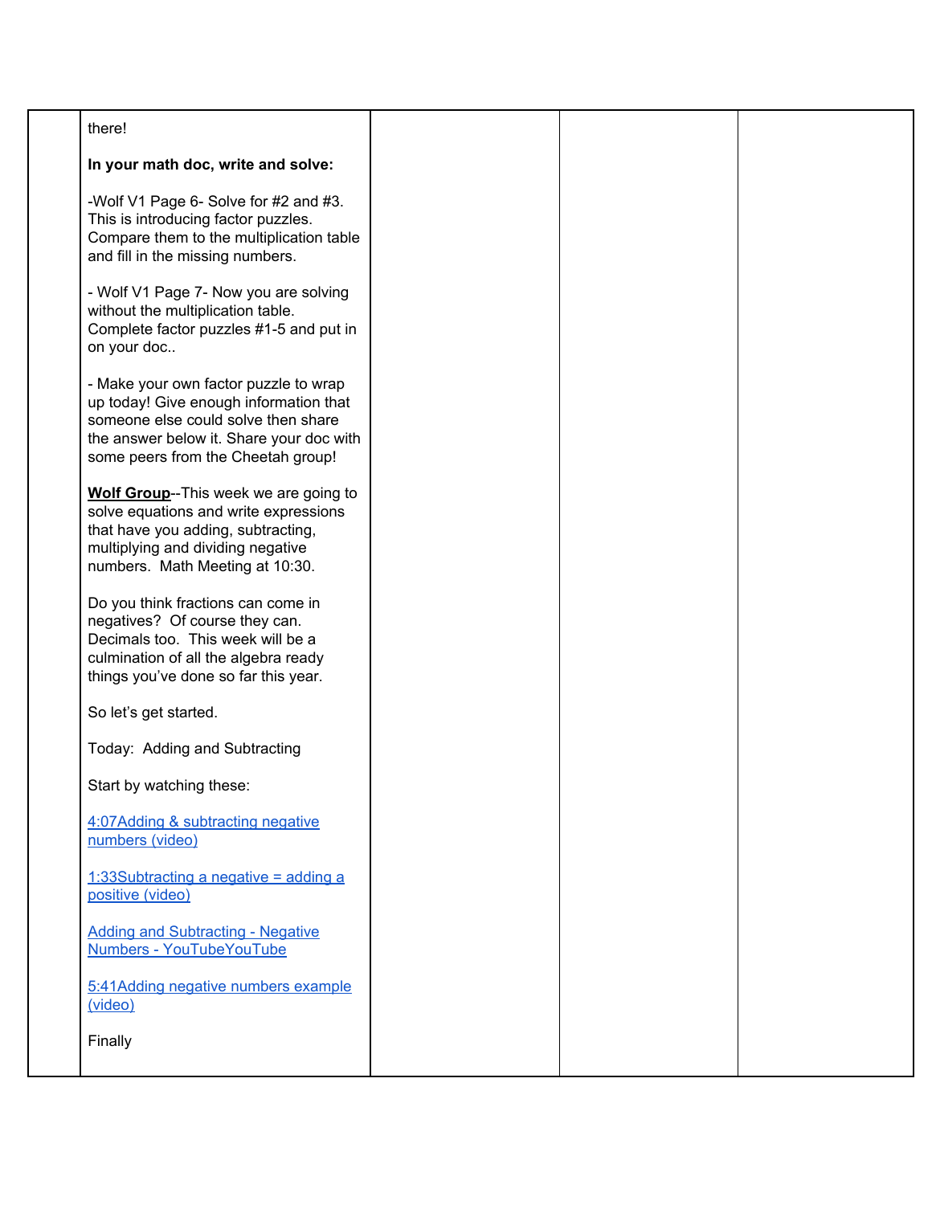| | there!<br><br>**In your math doc, write and solve:**<br><br>-Wolf V1 Page 6- Solve for #2 and #3. This is introducing factor puzzles. Compare them to the multiplication table and fill in the missing numbers.<br><br>- Wolf V1 Page 7- Now you are solving without the multiplication table. Complete factor puzzles #1-5 and put in on your doc..<br><br>- Make your own factor puzzle to wrap up today! Give enough information that someone else could solve then share the answer below it. Share your doc with some peers from the Cheetah group!<br><br>**<u>Wolf Group</u>**--This week we are going to solve equations and write expressions that have you adding, subtracting, multiplying and dividing negative numbers. Math Meeting at 10:30.<br><br>Do you think fractions can come in negatives? Of course they can. Decimals too. This week will be a culmination of all the algebra ready things you've done so far this year.<br><br>So let's get started.<br><br>Today: Adding and Subtracting<br><br>Start by watching these:<br><br>4:07Adding & subtracting negative numbers (video)<br><br>1:33Subtracting a negative = adding a positive (video)<br><br>Adding and Subtracting - Negative Numbers - YouTubeYouTube<br><br>5:41Adding negative numbers example (video)<br><br>Finally | | | |
|---|---|---|---|---|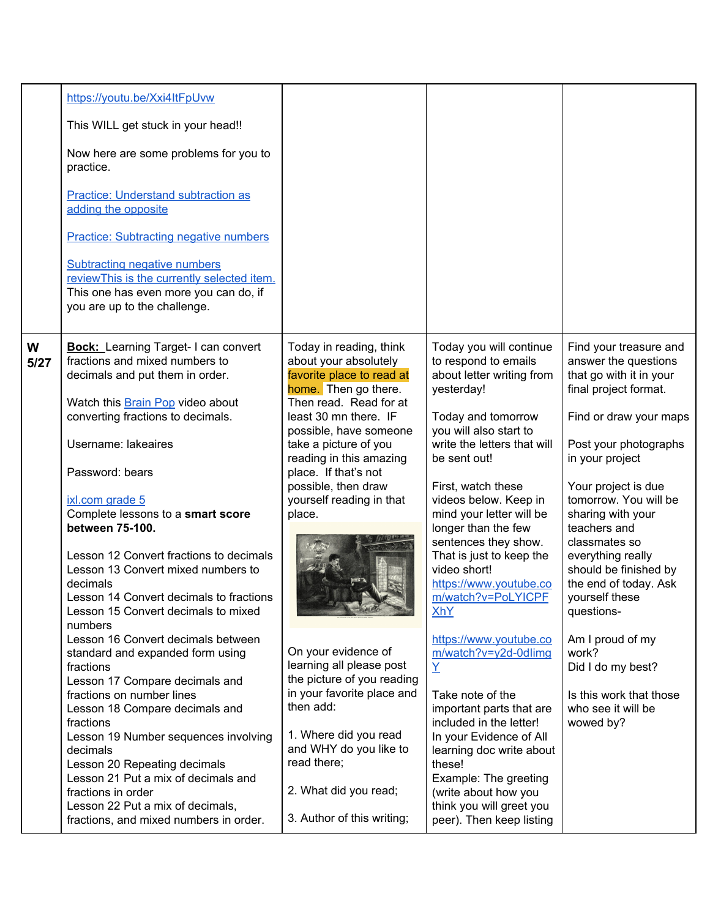| | | | | |
|---|---|---|---|---|
| | https://youtu.be/Xxi4ItFpUvw<br><br>This WILL get stuck in your head!!<br><br>Now here are some problems for you to practice.<br><br>Practice: Understand subtraction as adding the opposite<br><br>Practice: Subtracting negative numbers<br><br>Subtracting negative numbers reviewThis is the currently selected item.<br>This one has even more you can do, if you are up to the challenge. | | | |
| **W 5/27** | **Bock:** Learning Target- I can convert fractions and mixed numbers to decimals and put them in order.<br><br>Watch this Brain Pop video about converting fractions to decimals.<br><br>Username: lakeaires<br><br>Password: bears<br><br>ixl.com grade 5<br>Complete lessons to a **smart score between 75-100.**<br><br>Lesson 12 Convert fractions to decimals<br>Lesson 13 Convert mixed numbers to decimals<br>Lesson 14 Convert decimals to fractions<br>Lesson 15 Convert decimals to mixed numbers<br>Lesson 16 Convert decimals between standard and expanded form using fractions<br>Lesson 17 Compare decimals and fractions on number lines<br>Lesson 18 Compare decimals and fractions<br>Lesson 19 Number sequences involving decimals<br>Lesson 20 Repeating decimals<br>Lesson 21 Put a mix of decimals and fractions in order<br>Lesson 22 Put a mix of decimals, fractions, and mixed numbers in order. | Today in reading, think about your absolutely favorite place to read at home. Then go there. Then read. Read for at least 30 mn there. IF possible, have someone take a picture of you reading in this amazing place. If that's not possible, then draw yourself reading in that place.<br><br>On your evidence of learning all please post the picture of you reading in your favorite place and then add:<br><br>1. Where did you read and WHY do you like to read there;<br><br>2. What did you read;<br><br>3. Author of this writing; | Today you will continue to respond to emails about letter writing from yesterday!<br><br>Today and tomorrow you will also start to write the letters that will be sent out!<br><br>First, watch these videos below. Keep in mind your letter will be longer than the few sentences they show. That is just to keep the video short!<br>https://www.youtube.com/watch?v=PoLYICPFXhY<br><br>https://www.youtube.com/watch?v=y2d-0dIimgY<br><br>Take note of the important parts that are included in the letter!<br>In your Evidence of All learning doc write about these!<br>Example: The greeting (write about how you think you will greet you peer). Then keep listing | Find your treasure and answer the questions that go with it in your final project format.<br><br>Find or draw your maps<br><br>Post your photographs in your project<br><br>Your project is due tomorrow. You will be sharing with your teachers and classmates so everything really should be finished by the end of today. Ask yourself these questions-<br><br>Am I proud of my work?<br>Did I do my best?<br><br>Is this work that those who see it will be wowed by? |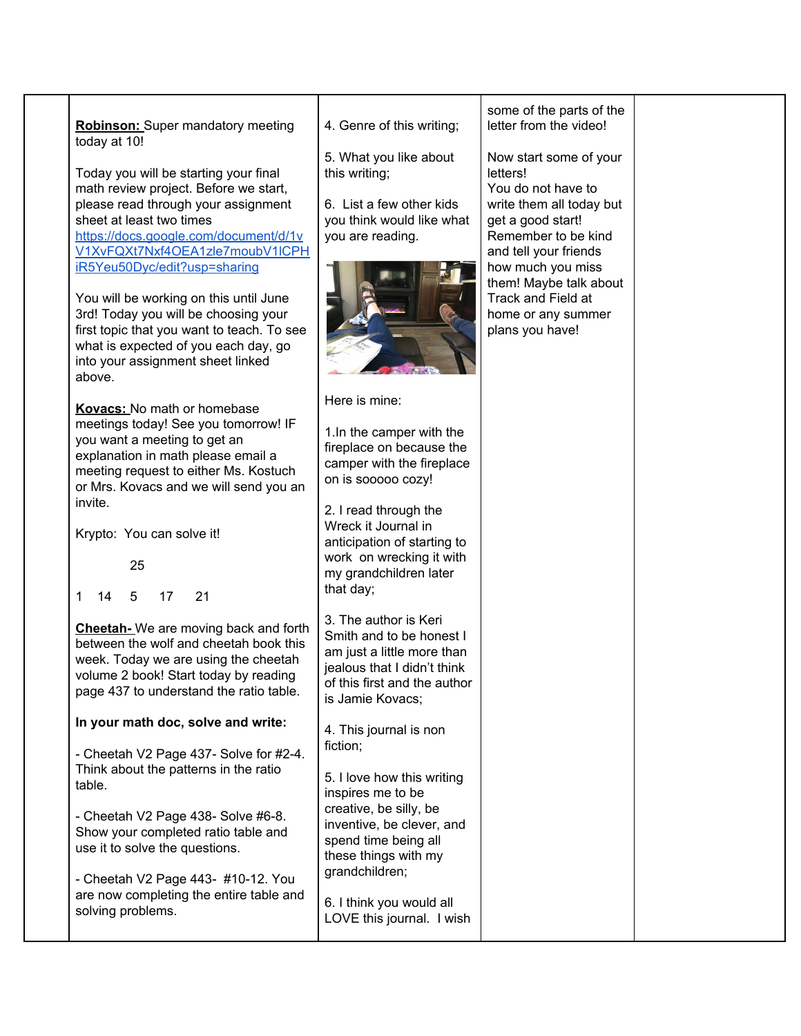| | | | | |
|---|---|---|---|---|
| | **Robinson:** Super mandatory meeting today at 10!<br><br>Today you will be starting your final math review project. Before we start, please read through your assignment sheet at least two times https://docs.google.com/document/d/1vV1XvFQXt7Nxf4OEA1zle7moubV1lCPHiR5Yeu50Dyc/edit?usp=sharing<br><br>You will be working on this until June 3rd! Today you will be choosing your first topic that you want to teach. To see what is expected of you each day, go into your assignment sheet linked above.<br><br>**Kovacs:** No math or homebase meetings today! See you tomorrow! IF you want a meeting to get an explanation in math please email a meeting request to either Ms. Kostuch or Mrs. Kovacs and we will send you an invite.<br><br>Krypto: You can solve it!<br><br>25<br><br>1 14 5 17 21<br><br>**Cheetah-** We are moving back and forth between the wolf and cheetah book this week. Today we are using the cheetah volume 2 book! Start today by reading page 437 to understand the ratio table.<br><br>**In your math doc, solve and write:**<br><br>- Cheetah V2 Page 437- Solve for #2-4. Think about the patterns in the ratio table.<br><br>- Cheetah V2 Page 438- Solve #6-8. Show your completed ratio table and use it to solve the questions.<br><br>- Cheetah V2 Page 443- #10-12. You are now completing the entire table and solving problems. | 4. Genre of this writing;<br><br>5. What you like about this writing;<br><br>6. List a few other kids you think would like what you are reading.<br><br>Here is mine:<br><br>1.In the camper with the fireplace on because the camper with the fireplace on is sooooo cozy!<br><br>2. I read through the Wreck it Journal in anticipation of starting to work on wrecking it with my grandchildren later that day;<br><br>3. The author is Keri Smith and to be honest I am just a little more than jealous that I didn't think of this first and the author is Jamie Kovacs;<br><br>4. This journal is non fiction;<br><br>5. I love how this writing inspires me to be creative, be silly, be inventive, be clever, and spend time being all these things with my grandchildren;<br><br>6. I think you would all LOVE this journal. I wish | some of the parts of the letter from the video!<br><br>Now start some of your letters!<br>You do not have to write them all today but get a good start!<br>Remember to be kind and tell your friends how much you miss them! Maybe talk about Track and Field at home or any summer plans you have! | |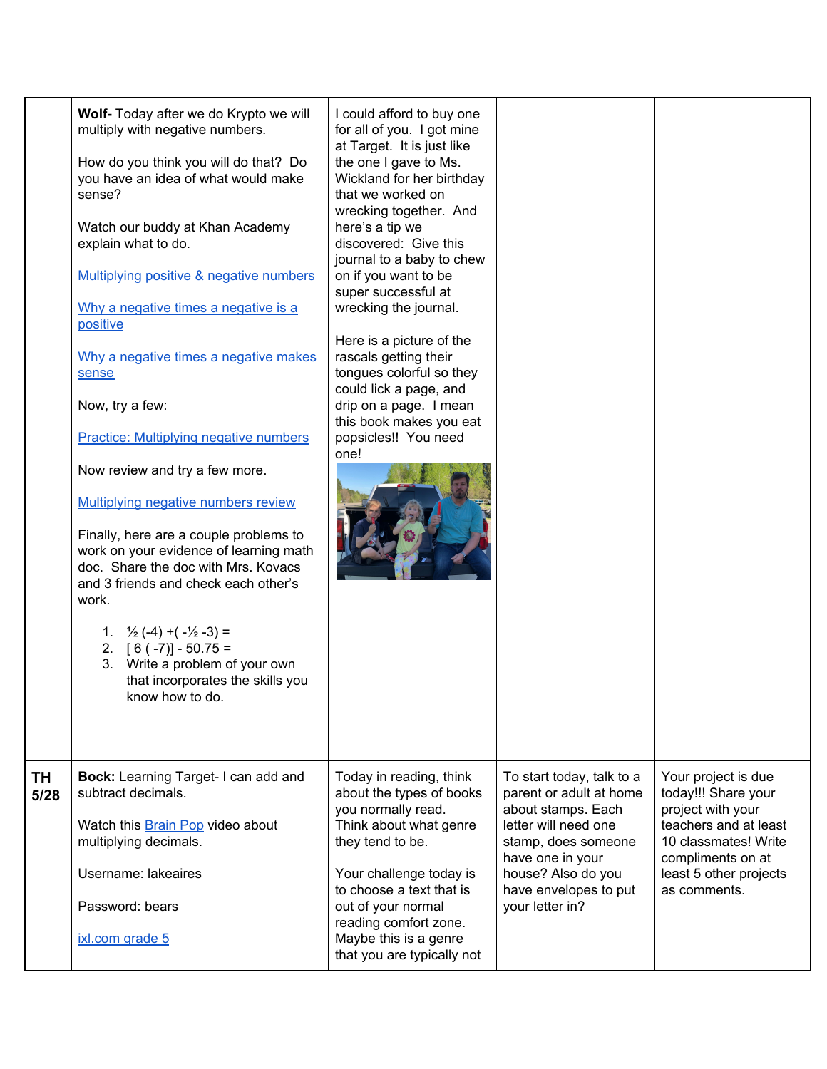| | | | | |
|---|---|---|---|---|
| | **Wolf-** Today after we do Krypto we will multiply with negative numbers.<br><br>How do you think you will do that? Do you have an idea of what would make sense?<br><br>Watch our buddy at Khan Academy explain what to do.<br><br>Multiplying positive & negative numbers<br><br>Why a negative times a negative is a positive<br><br>Why a negative times a negative makes sense<br><br>Now, try a few:<br><br>Practice: Multiplying negative numbers<br><br>Now review and try a few more.<br><br>Multiplying negative numbers review<br><br>Finally, here are a couple problems to work on your evidence of learning math doc. Share the doc with Mrs. Kovacs and 3 friends and check each other's work.<br><br>1. ½ (-4) +( -½ -3) =<br>2. [ 6 ( -7)] - 50.75 =<br>3. Write a problem of your own that incorporates the skills you know how to do. | I could afford to buy one for all of you. I got mine at Target. It is just like the one I gave to Ms. Wickland for her birthday that we worked on wrecking together. And here's a tip we discovered: Give this journal to a baby to chew on if you want to be super successful at wrecking the journal.<br><br>Here is a picture of the rascals getting their tongues colorful so they could lick a page, and drip on a page. I mean this book makes you eat popsicles!! You need one! | | |
| **TH 5/28** | **Bock:** Learning Target- I can add and subtract decimals.<br><br>Watch this Brain Pop video about multiplying decimals.<br><br>Username: lakeaires<br><br>Password: bears<br><br>ixl.com grade 5 | Today in reading, think about the types of books you normally read. Think about what genre they tend to be.<br><br>Your challenge today is to choose a text that is out of your normal reading comfort zone. Maybe this is a genre that you are typically not | To start today, talk to a parent or adult at home about stamps. Each letter will need one stamp, does someone have one in your house? Also do you have envelopes to put your letter in? | Your project is due today!!! Share your project with your teachers and at least 10 classmates! Write compliments on at least 5 other projects as comments. |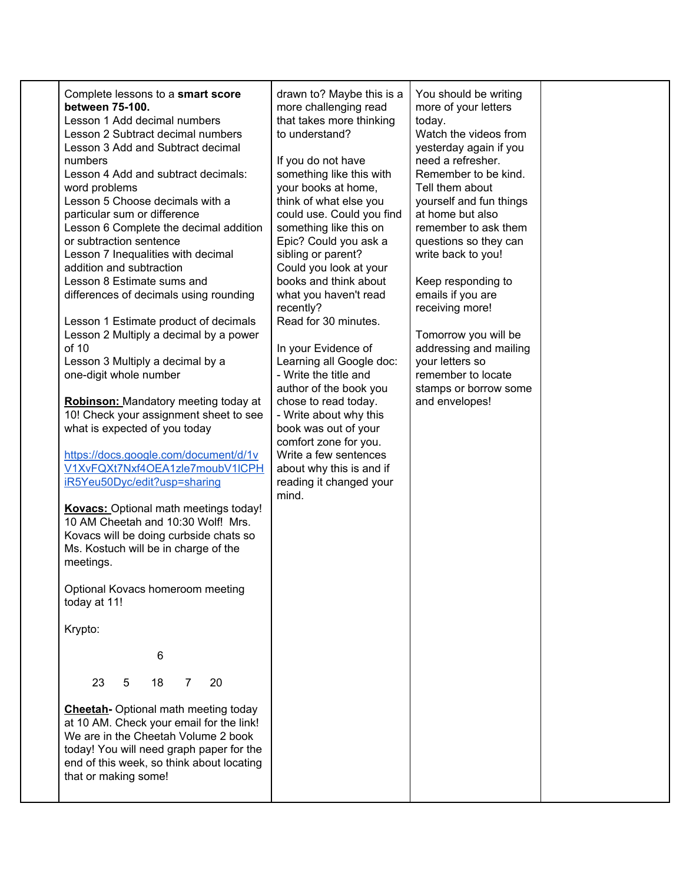| | | | | |
|---|---|---|---|---|
| | Complete lessons to a **smart score between 75-100.**<br>Lesson 1 Add decimal numbers<br>Lesson 2 Subtract decimal numbers<br>Lesson 3 Add and Subtract decimal numbers<br>Lesson 4 Add and subtract decimals: word problems<br>Lesson 5 Choose decimals with a particular sum or difference<br>Lesson 6 Complete the decimal addition or subtraction sentence<br>Lesson 7 Inequalities with decimal addition and subtraction<br>Lesson 8 Estimate sums and differences of decimals using rounding<br><br>Lesson 1 Estimate product of decimals<br>Lesson 2 Multiply a decimal by a power of 10<br>Lesson 3 Multiply a decimal by a one-digit whole number<br><br>**Robinson:** Mandatory meeting today at 10! Check your assignment sheet to see what is expected of you today<br><br>https://docs.google.com/document/d/1vV1XvFQXt7Nxf4OEA1zle7moubV1lCPHiR5Yeu50Dyc/edit?usp=sharing<br><br>**Kovacs:** Optional math meetings today! 10 AM Cheetah and 10:30 Wolf! Mrs. Kovacs will be doing curbside chats so Ms. Kostuch will be in charge of the meetings.<br><br>Optional Kovacs homeroom meeting today at 11!<br><br>Krypto:<br><br>6<br><br>23 5 18 7 20<br><br>**Cheetah**- Optional math meeting today at 10 AM. Check your email for the link! We are in the Cheetah Volume 2 book today! You will need graph paper for the end of this week, so think about locating that or making some! | drawn to? Maybe this is a more challenging read that takes more thinking to understand?<br><br>If you do not have something like this with your books at home, think of what else you could use. Could you find something like this on Epic? Could you ask a sibling or parent? Could you look at your books and think about what you haven't read recently?<br>Read for 30 minutes.<br><br>In your Evidence of Learning all Google doc:<br>- Write the title and author of the book you chose to read today.<br>- Write about why this book was out of your comfort zone for you. Write a few sentences about why this is and if reading it changed your mind. | You should be writing more of your letters today.<br>Watch the videos from yesterday again if you need a refresher. Remember to be kind. Tell them about yourself and fun things at home but also remember to ask them questions so they can write back to you!<br><br>Keep responding to emails if you are receiving more!<br><br>Tomorrow you will be addressing and mailing your letters so remember to locate stamps or borrow some and envelopes! | |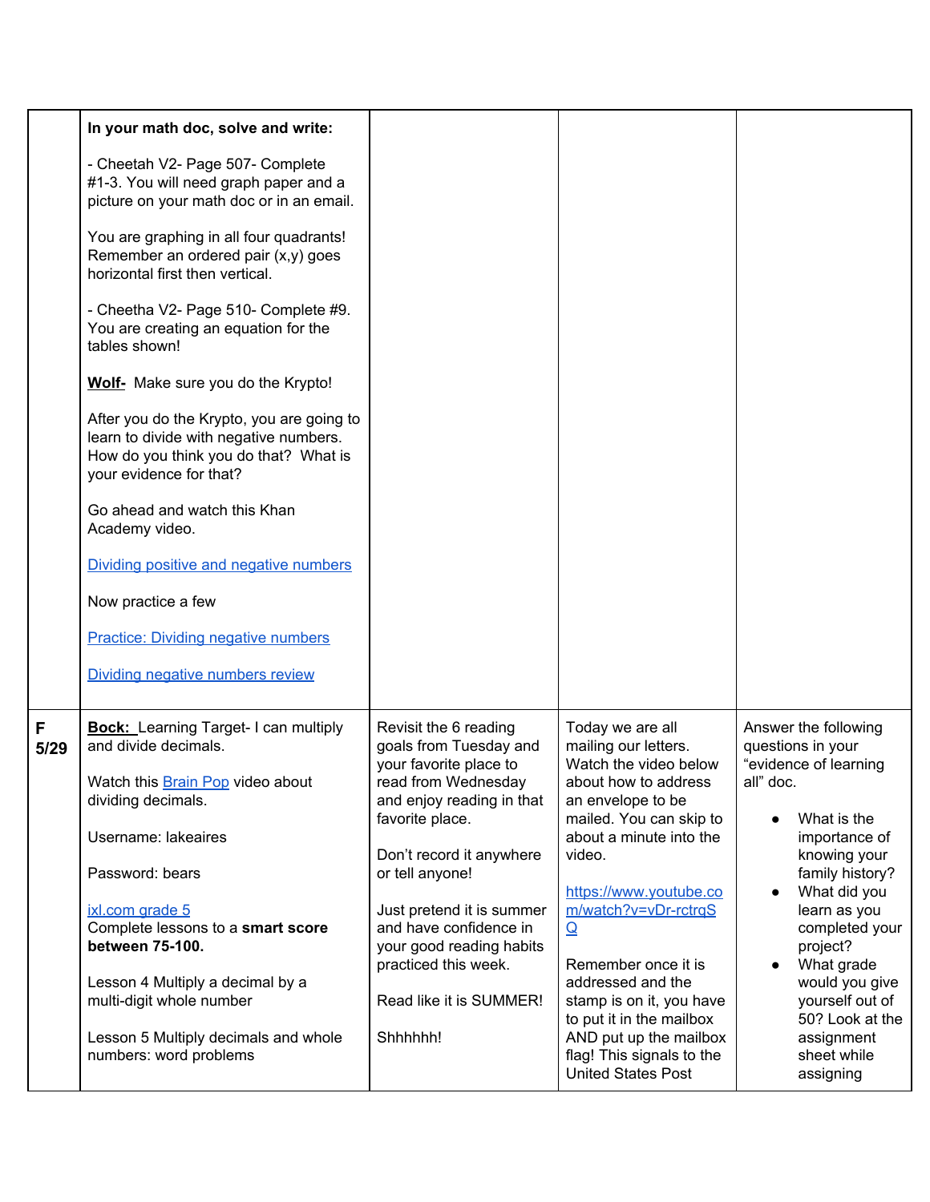| | | | | |
|---|---|---|---|---|
| | **In your math doc, solve and write:**<br><br>- Cheetah V2- Page 507- Complete #1-3. You will need graph paper and a picture on your math doc or in an email.<br><br>You are graphing in all four quadrants! Remember an ordered pair (x,y) goes horizontal first then vertical.<br><br>- Cheetha V2- Page 510- Complete #9. You are creating an equation for the tables shown!<br><br>**Wolf-** Make sure you do the Krypto!<br><br>After you do the Krypto, you are going to learn to divide with negative numbers. How do you think you do that? What is your evidence for that?<br><br>Go ahead and watch this Khan Academy video.<br><br>Dividing positive and negative numbers<br><br>Now practice a few<br><br>Practice: Dividing negative numbers<br><br>Dividing negative numbers review | | | |
| **F 5/29** | **Bock:** Learning Target- I can multiply and divide decimals.<br><br>Watch this Brain Pop video about dividing decimals.<br><br>Username: lakeaires<br><br>Password: bears<br><br>ixl.com grade 5<br>Complete lessons to a **smart score between 75-100.**<br><br>Lesson 4 Multiply a decimal by a multi-digit whole number<br><br>Lesson 5 Multiply decimals and whole numbers: word problems | Revisit the 6 reading goals from Tuesday and your favorite place to read from Wednesday and enjoy reading in that favorite place.<br><br>Don't record it anywhere or tell anyone!<br><br>Just pretend it is summer and have confidence in your good reading habits practiced this week.<br><br>Read like it is SUMMER!<br><br>Shhhhhh! | Today we are all mailing our letters. Watch the video below about how to address an envelope to be mailed. You can skip to about a minute into the video.<br><br>https://www.youtube.com/watch?v=vDr-rctrqSQ<br><br>Remember once it is addressed and the stamp is on it, you have to put it in the mailbox AND put up the mailbox flag! This signals to the United States Post | Answer the following questions in your "evidence of learning all" doc.<br><br>• What is the importance of knowing your family history?<br>• What did you learn as you completed your project?<br>• What grade would you give yourself out of 50? Look at the assignment sheet while assigning |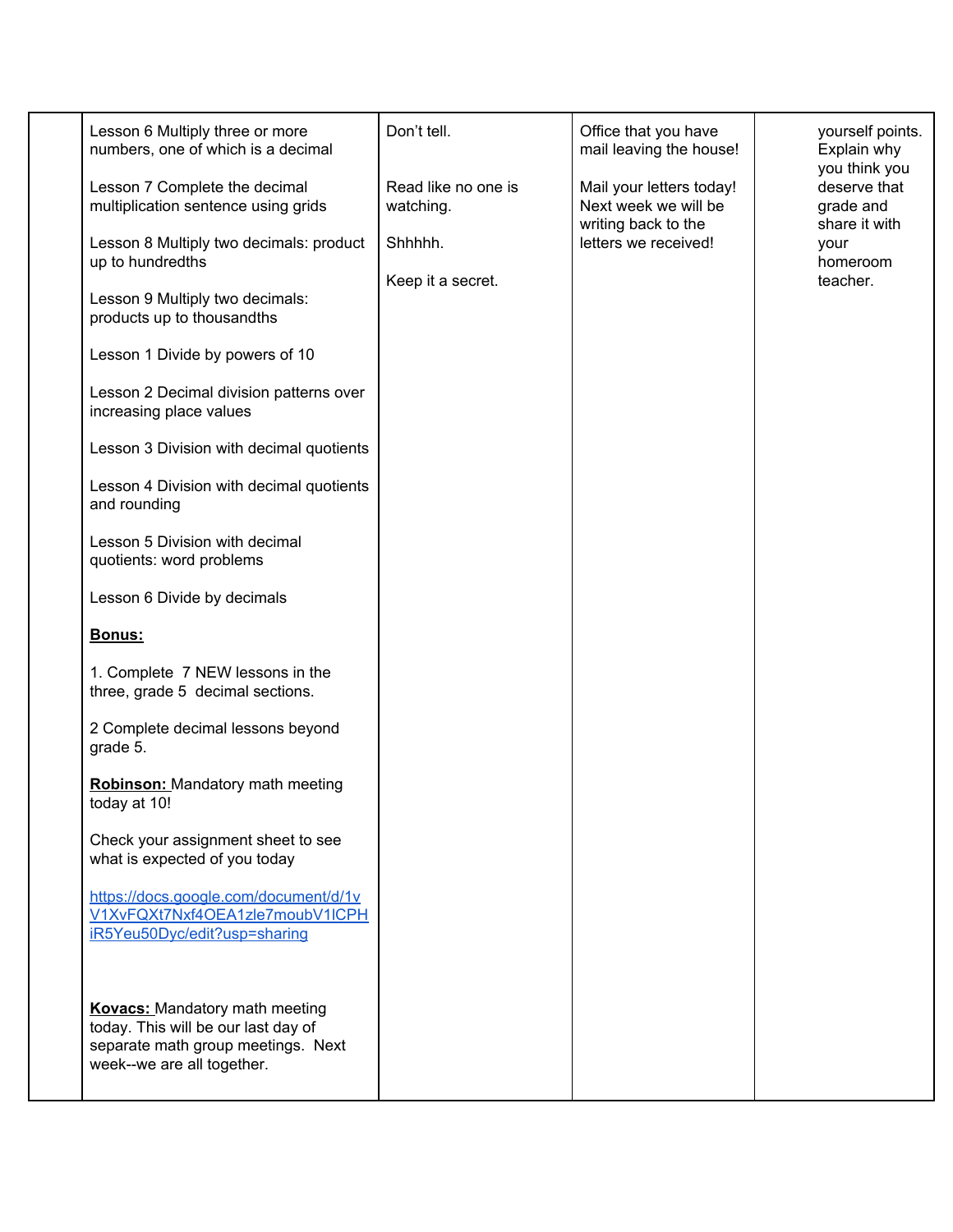| | | | | |
|---|---|---|---|---|
| | Lesson 6 Multiply three or more numbers, one of which is a decimal<br><br>Lesson 7 Complete the decimal multiplication sentence using grids<br><br>Lesson 8 Multiply two decimals: product up to hundredths<br><br>Lesson 9 Multiply two decimals: products up to thousandths<br><br>Lesson 1 Divide by powers of 10<br><br>Lesson 2 Decimal division patterns over increasing place values<br><br>Lesson 3 Division with decimal quotients<br><br>Lesson 4 Division with decimal quotients and rounding<br><br>Lesson 5 Division with decimal quotients: word problems<br><br>Lesson 6 Divide by decimals<br><br>**Bonus:**<br><br>1. Complete 7 NEW lessons in the three, grade 5 decimal sections.<br><br>2 Complete decimal lessons beyond grade 5.<br><br>**Robinson:** Mandatory math meeting today at 10!<br><br>Check your assignment sheet to see what is expected of you today<br><br>https://docs.google.com/document/d/1vV1XvFQXt7Nxf4OEA1zle7moubV1lCPHiR5Yeu50Dyc/edit?usp=sharing<br><br>**Kovacs:** Mandatory math meeting today. This will be our last day of separate math group meetings. Next week--we are all together. | Don't tell.<br><br>Read like no one is watching.<br><br>Shhhhh.<br><br>Keep it a secret. | Office that you have mail leaving the house!<br><br>Mail your letters today! Next week we will be writing back to the letters we received! | yourself points. Explain why you think you deserve that grade and share it with your homeroom teacher. |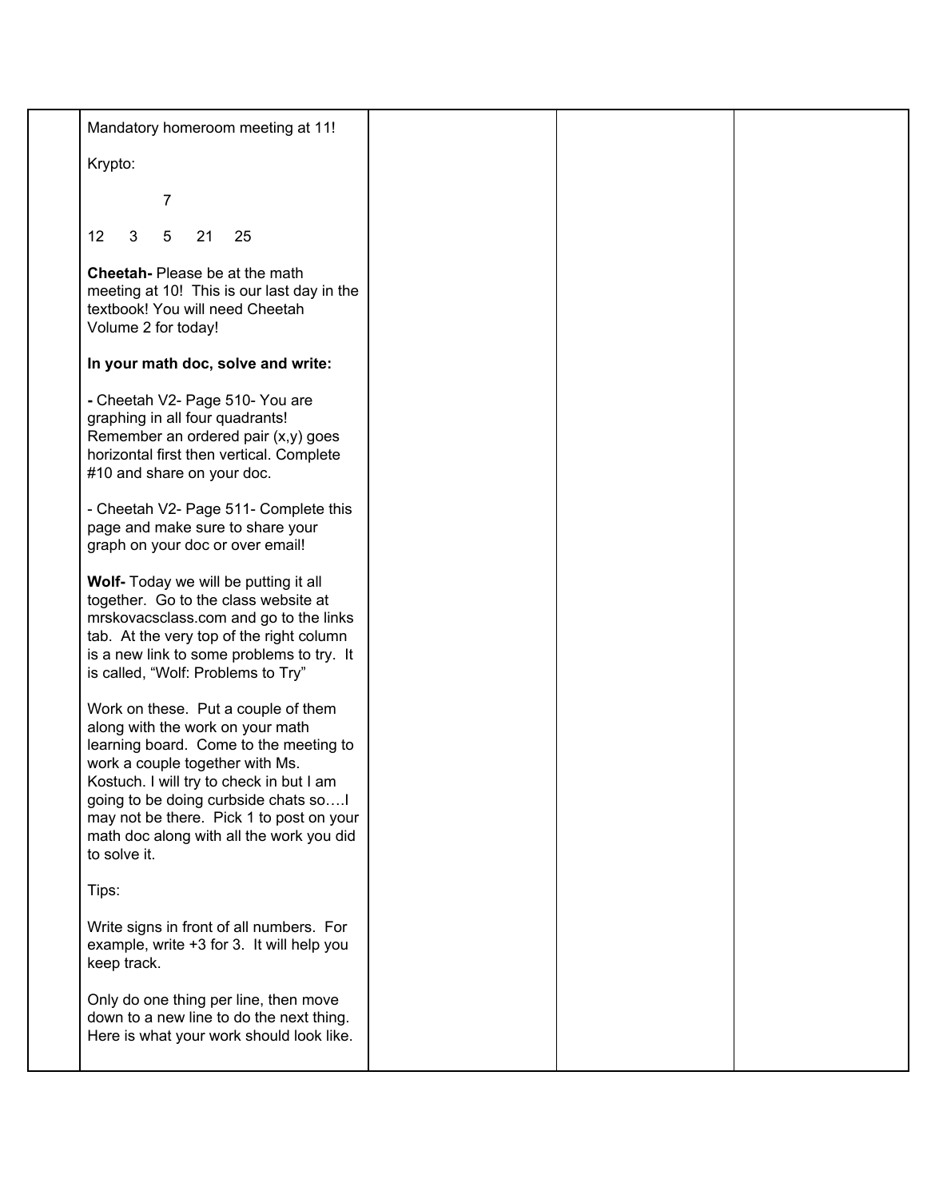| | | | | |
|---|---|---|---|---|
| | Mandatory homeroom meeting at 11!<br><br>Krypto:<br><br>7<br><br>12  3  5  21  25<br><br>**Cheetah-** Please be at the math meeting at 10! This is our last day in the textbook! You will need Cheetah Volume 2 for today!<br><br>**In your math doc, solve and write:**<br><br>**-** Cheetah V2- Page 510- You are graphing in all four quadrants! Remember an ordered pair (x,y) goes horizontal first then vertical. Complete #10 and share on your doc.<br><br>- Cheetah V2- Page 511- Complete this page and make sure to share your graph on your doc or over email!<br><br>**Wolf-** Today we will be putting it all together. Go to the class website at mrskovacsclass.com and go to the links tab. At the very top of the right column is a new link to some problems to try. It is called, "Wolf: Problems to Try"<br><br>Work on these. Put a couple of them along with the work on your math learning board. Come to the meeting to work a couple together with Ms. Kostuch. I will try to check in but I am going to be doing curbside chats so….I may not be there. Pick 1 to post on your math doc along with all the work you did to solve it.<br><br>Tips:<br><br>Write signs in front of all numbers. For example, write +3 for 3. It will help you keep track.<br><br>Only do one thing per line, then move down to a new line to do the next thing. Here is what your work should look like. | | | |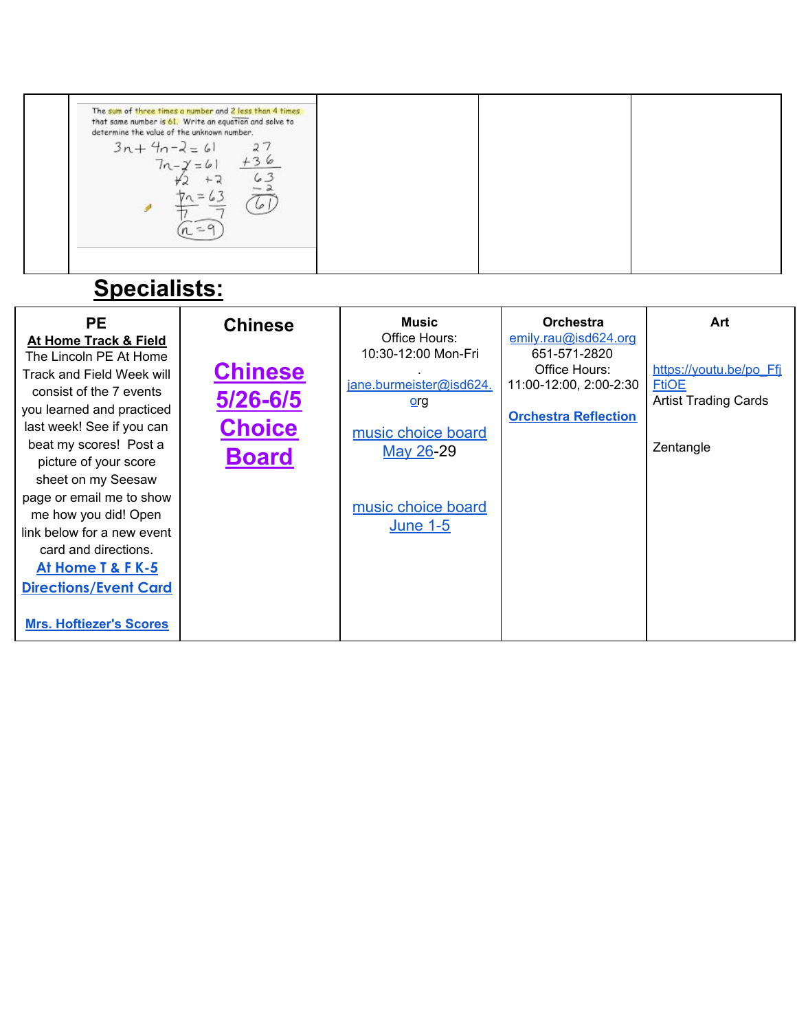| | | | | |
|---|---|---|---|---|
| | The sum of three times a number and 2 less than 4 times that same number is 61. Write an equation and solve to determine the value of the unknown number. $3n + 4n - 2 = 61$ $7n - 2 = 61$ $+2 \quad +2$ $7n = 63$ $\frac{7n}{7} = \frac{63}{7}$ $n = 9$ &nbsp;&nbsp; 27 +36 63 −2 61 | | | |

## Specialists:

| PE | Chinese | Music | Orchestra | Art |
|---|---|---|---|---|
| **At Home Track & Field** The Lincoln PE At Home Track and Field Week will consist of the 7 events you learned and practiced last week! See if you can beat my scores! Post a picture of your score sheet on my Seesaw page or email me to show me how you did! Open link below for a new event card and directions. **At Home T & F K-5 Directions/Event Card** **Mrs. Hoftiezer's Scores** | **Chinese 5/26-6/5 Choice Board** | Office Hours: 10:30-12:00 Mon-Fri . jane.burmeister@isd624.org music choice board May 26-29 music choice board June 1-5 | emily.rau@isd624.org 651-571-2820 Office Hours: 11:00-12:00, 2:00-2:30 **Orchestra Reflection** | https://youtu.be/po_FfjFtiOE Artist Trading Cards Zentangle |